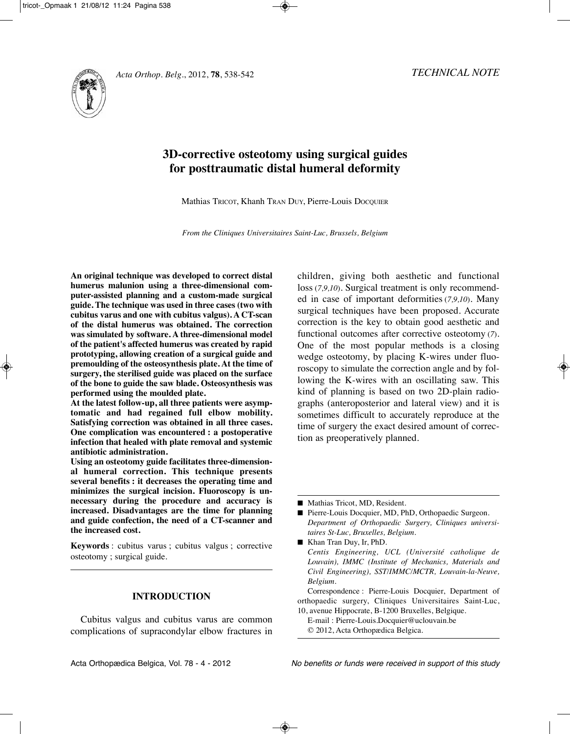*TECHNICAL NOTE*

# 3D-corrective osteotomy using surgical guides for posttraumatic distal humeral deformity

Mathias TRICOT, Khanh TRAN DUY, Pierre-Louis DOCQUIER

*From the Cliniques Universitaires Saint-Luc, Brussels, Belgium*

**An original technique was developed to correct distal humerus malunion using a three-dimensional computer-assisted planning and a custom-made surgical guide. The technique was used in three cases (two with cubitus varus and one with cubitus valgus). A CT-scan of the distal humerus was obtained. The correction was simulated by software. A three-dimensional model of the patient's affected humerus was created by rapid prototyping, allowing creation of a surgical guide and premoulding of the osteosynthesis plate. At the time of surgery, the sterilised guide was placed on the surface of the bone to guide the saw blade. Osteosynthesis was performed using the moulded plate.**

**At the latest follow-up, all three patients were asymptomatic and had regained full elbow mobility. Satisfying correction was obtained in all three cases. One complication was encountered : a postoperative infection that healed with plate removal and systemic antibiotic administration.**

**Using an osteotomy guide facilitates three-dimensional humeral correction. This technique presents several benefits : it decreases the operating time and minimizes the surgical incision. Fluoroscopy is unnecessary during the procedure and accuracy is increased. Disadvantages are the time for planning and guide confection, the need of a CT-scanner and the increased cost.**

**Keywords** : cubitus varus ; cubitus valgus ; corrective osteotomy ; surgical guide.

## INTRODUCTION

Cubitus valgus and cubitus varus are common complications of supracondylar elbow fractures in children, giving both aesthetic and functional loss (*7,9,10*). Surgical treatment is only recommended in case of important deformities (*7,9,10*). Many surgical techniques have been proposed. Accurate correction is the key to obtain good aesthetic and functional outcomes after corrective osteotomy (*7*). One of the most popular methods is a closing wedge osteotomy, by placing K-wires under fluoroscopy to simulate the correction angle and by following the K-wires with an oscillating saw. This kind of planning is based on two 2D-plain radiographs (anteroposterior and lateral view) and it is sometimes difficult to accurately reproduce at the time of surgery the exact desired amount of correction as preoperatively planned.

---

- Mathias Tricot, MD, Resident.
- Pierre-Louis Docquier, MD, PhD, Orthopaedic Surgeon.
  *Department of Orthopaedic Surgery, Cliniques universitaires St-Luc, Bruxelles, Belgium.*
- Khan Tran Duy, Ir, PhD.
  *Centis Engineering, UCL (Université catholique de Louvain), IMMC (Institute of Mechanics, Materials and Civil Engineering), SST/IMMC/MCTR, Louvain-la-Neuve, Belgium.*

Correspondence : Pierre-Louis Docquier, Department of orthopaedic surgery, Cliniques Universitaires Saint-Luc, 10, avenue Hippocrate, B-1200 Bruxelles, Belgique.
E-mail : Pierre-Louis.Docquier@uclouvain.be
© 2012, Acta Orthopædica Belgica.

*No benefits or funds were received in support of this study*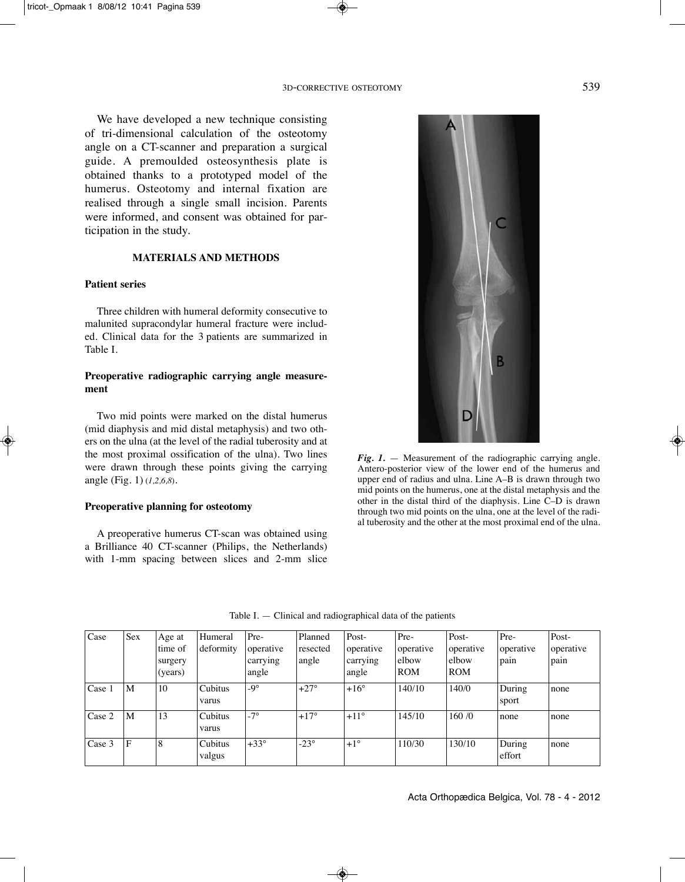We have developed a new technique consisting of tri-dimensional calculation of the osteotomy angle on a CT-scanner and preparation a surgical guide. A premoulded osteosynthesis plate is obtained thanks to a prototyped model of the humerus. Osteotomy and internal fixation are realised through a single small incision. Parents were informed, and consent was obtained for participation in the study.

## MATERIALS AND METHODS

### Patient series

Three children with humeral deformity consecutive to malunited supracondylar humeral fracture were included. Clinical data for the 3 patients are summarized in Table I.

### Preoperative radiographic carrying angle measurement

Two mid points were marked on the distal humerus (mid diaphysis and mid distal metaphysis) and two others on the ulna (at the level of the radial tuberosity and at the most proximal ossification of the ulna). Two lines were drawn through these points giving the carrying angle (Fig. 1) (*1,2,6,8*).

### Preoperative planning for osteotomy

A preoperative humerus CT-scan was obtained using a Brilliance 40 CT-scanner (Philips, the Netherlands) with 1-mm spacing between slices and 2-mm slice

***Fig. 1.*** — Measurement of the radiographic carrying angle. Antero-posterior view of the lower end of the humerus and upper end of radius and ulna. Line A–B is drawn through two mid points on the humerus, one at the distal metaphysis and the other in the distal third of the diaphysis. Line C–D is drawn through two mid points on the ulna, one at the level of the radial tuberosity and the other at the most proximal end of the ulna.

Table I. — Clinical and radiographical data of the patients

| Case | Sex | Age at time of surgery (years) | Humeral deformity | Pre-operative carrying angle | Planned resected angle | Post-operative carrying angle | Pre-operative elbow ROM | Post-operative elbow ROM | Pre-operative pain | Post-operative pain |
|---|---|---|---|---|---|---|---|---|---|---|
| Case 1 | M | 10 | Cubitus varus | -9° | +27° | +16° | 140/10 | 140/0 | During sport | none |
| Case 2 | M | 13 | Cubitus varus | -7° | +17° | +11° | 145/10 | 160 /0 | none | none |
| Case 3 | F | 8 | Cubitus valgus | +33° | -23° | +1° | 110/30 | 130/10 | During effort | none |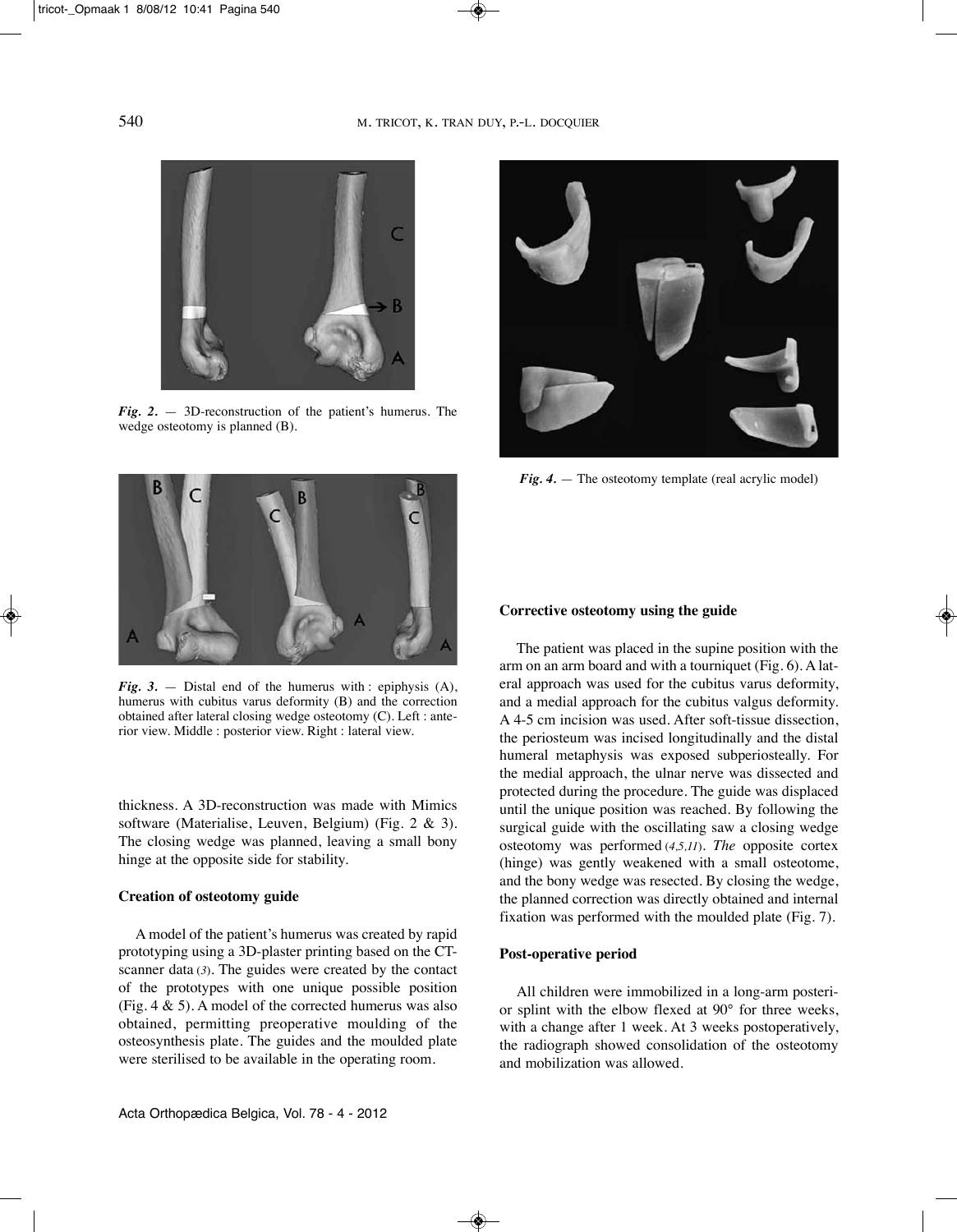*Fig. 2.* — 3D-reconstruction of the patient's humerus. The wedge osteotomy is planned (B).

*Fig. 3.* — Distal end of the humerus with : epiphysis (A), humerus with cubitus varus deformity (B) and the correction obtained after lateral closing wedge osteotomy (C). Left : anterior view. Middle : posterior view. Right : lateral view.

thickness. A 3D-reconstruction was made with Mimics software (Materialise, Leuven, Belgium) (Fig. 2 & 3). The closing wedge was planned, leaving a small bony hinge at the opposite side for stability.

### Creation of osteotomy guide

A model of the patient's humerus was created by rapid prototyping using a 3D-plaster printing based on the CT-scanner data (*3*). The guides were created by the contact of the prototypes with one unique possible position (Fig. 4 & 5). A model of the corrected humerus was also obtained, permitting preoperative moulding of the osteosynthesis plate. The guides and the moulded plate were sterilised to be available in the operating room.

*Fig. 4.* — The osteotomy template (real acrylic model)

### Corrective osteotomy using the guide

The patient was placed in the supine position with the arm on an arm board and with a tourniquet (Fig. 6). A lateral approach was used for the cubitus varus deformity, and a medial approach for the cubitus valgus deformity. A 4-5 cm incision was used. After soft-tissue dissection, the periosteum was incised longitudinally and the distal humeral metaphysis was exposed subperiosteally. For the medial approach, the ulnar nerve was dissected and protected during the procedure. The guide was displaced until the unique position was reached. By following the surgical guide with the oscillating saw a closing wedge osteotomy was performed (*4,5,11*). *The* opposite cortex (hinge) was gently weakened with a small osteotome, and the bony wedge was resected. By closing the wedge, the planned correction was directly obtained and internal fixation was performed with the moulded plate (Fig. 7).

### Post-operative period

All children were immobilized in a long-arm posterior splint with the elbow flexed at 90° for three weeks, with a change after 1 week. At 3 weeks postoperatively, the radiograph showed consolidation of the osteotomy and mobilization was allowed.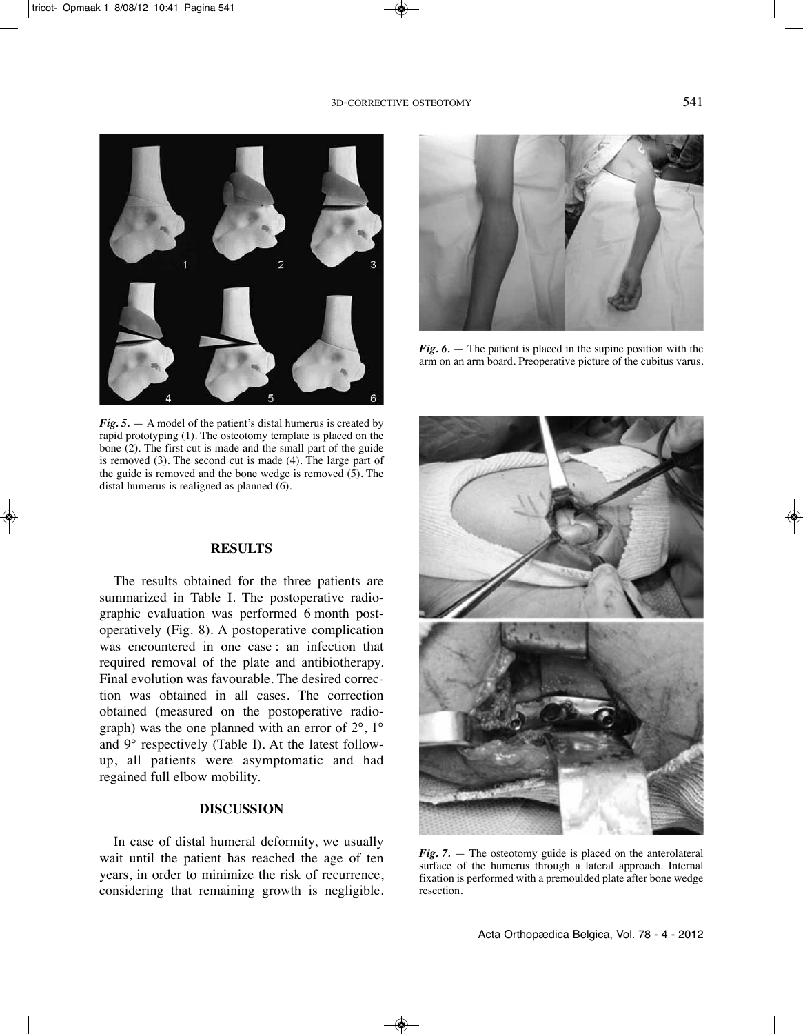*Fig. 5.* — A model of the patient's distal humerus is created by rapid prototyping (1). The osteotomy template is placed on the bone (2). The first cut is made and the small part of the guide is removed (3). The second cut is made (4). The large part of the guide is removed and the bone wedge is removed (5). The distal humerus is realigned as planned (6).

*Fig. 6.* — The patient is placed in the supine position with the arm on an arm board. Preoperative picture of the cubitus varus.

## RESULTS

The results obtained for the three patients are summarized in Table I. The postoperative radiographic evaluation was performed 6 month postoperatively (Fig. 8). A postoperative complication was encountered in one case : an infection that required removal of the plate and antibiotherapy. Final evolution was favourable. The desired correction was obtained in all cases. The correction obtained (measured on the postoperative radiograph) was the one planned with an error of 2°, 1° and 9° respectively (Table I). At the latest follow-up, all patients were asymptomatic and had regained full elbow mobility.

*Fig. 7.* — The osteotomy guide is placed on the anterolateral surface of the humerus through a lateral approach. Internal fixation is performed with a premoulded plate after bone wedge resection.

## DISCUSSION

In case of distal humeral deformity, we usually wait until the patient has reached the age of ten years, in order to minimize the risk of recurrence, considering that remaining growth is negligible.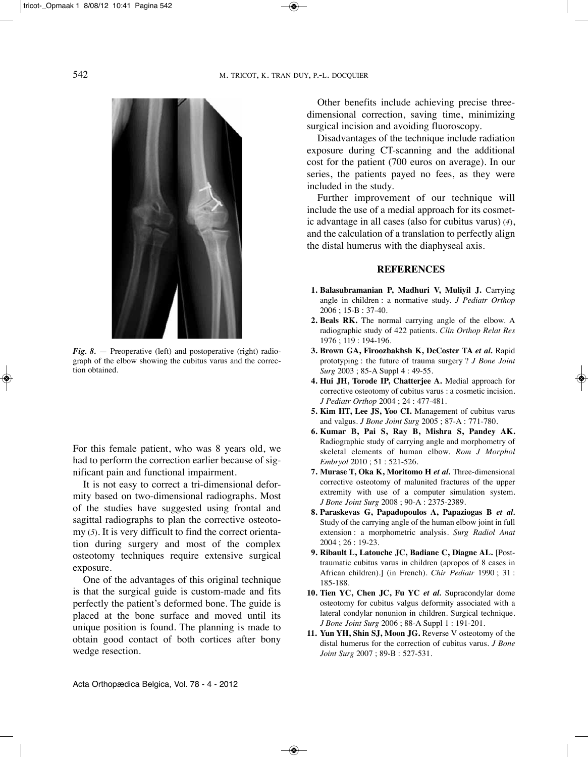*Fig. 8.* — Preoperative (left) and postoperative (right) radiograph of the elbow showing the cubitus varus and the correction obtained.

For this female patient, who was 8 years old, we had to perform the correction earlier because of significant pain and functional impairment.

It is not easy to correct a tri-dimensional deformity based on two-dimensional radiographs. Most of the studies have suggested using frontal and sagittal radiographs to plan the corrective osteotomy (5). It is very difficult to find the correct orientation during surgery and most of the complex osteotomy techniques require extensive surgical exposure.

One of the advantages of this original technique is that the surgical guide is custom-made and fits perfectly the patient's deformed bone. The guide is placed at the bone surface and moved until its unique position is found. The planning is made to obtain good contact of both cortices after bony wedge resection.

Other benefits include achieving precise three-dimensional correction, saving time, minimizing surgical incision and avoiding fluoroscopy.

Disadvantages of the technique include radiation exposure during CT-scanning and the additional cost for the patient (700 euros on average). In our series, the patients payed no fees, as they were included in the study.

Further improvement of our technique will include the use of a medial approach for its cosmetic advantage in all cases (also for cubitus varus) (4), and the calculation of a translation to perfectly align the distal humerus with the diaphyseal axis.

## REFERENCES

1. **Balasubramanian P, Madhuri V, Muliyil J.** Carrying angle in children : a normative study. *J Pediatr Orthop* 2006 ; 15-B : 37-40.
2. **Beals RK.** The normal carrying angle of the elbow. A radiographic study of 422 patients. *Clin Orthop Relat Res* 1976 ; 119 : 194-196.
3. **Brown GA, Firoozbakhsh K, DeCoster TA *et al.*** Rapid prototyping : the future of trauma surgery ? *J Bone Joint Surg* 2003 ; 85-A Suppl 4 : 49-55.
4. **Hui JH, Torode IP, Chatterjee A.** Medial approach for corrective osteotomy of cubitus varus : a cosmetic incision. *J Pediatr Orthop* 2004 ; 24 : 477-481.
5. **Kim HT, Lee JS, Yoo CI.** Management of cubitus varus and valgus. *J Bone Joint Surg* 2005 ; 87-A : 771-780.
6. **Kumar B, Pai S, Ray B, Mishra S, Pandey AK.** Radiographic study of carrying angle and morphometry of skeletal elements of human elbow. *Rom J Morphol Embryol* 2010 ; 51 : 521-526.
7. **Murase T, Oka K, Moritomo H *et al.*** Three-dimensional corrective osteotomy of malunited fractures of the upper extremity with use of a computer simulation system. *J Bone Joint Surg* 2008 ; 90-A : 2375-2389.
8. **Paraskevas G, Papadopoulos A, Papaziogas B *et al.*** Study of the carrying angle of the human elbow joint in full extension : a morphometric analysis. *Surg Radiol Anat* 2004 ; 26 : 19-23.
9. **Ribault L, Latouche JC, Badiane C, Diagne AL.** [Post-traumatic cubitus varus in children (apropos of 8 cases in African children).] (in French). *Chir Pediatr* 1990 ; 31 : 185-188.
10. **Tien YC, Chen JC, Fu YC *et al.*** Supracondylar dome osteotomy for cubitus valgus deformity associated with a lateral condylar nonunion in children. Surgical technique. *J Bone Joint Surg* 2006 ; 88-A Suppl 1 : 191-201.
11. **Yun YH, Shin SJ, Moon JG.** Reverse V osteotomy of the distal humerus for the correction of cubitus varus. *J Bone Joint Surg* 2007 ; 89-B : 527-531.